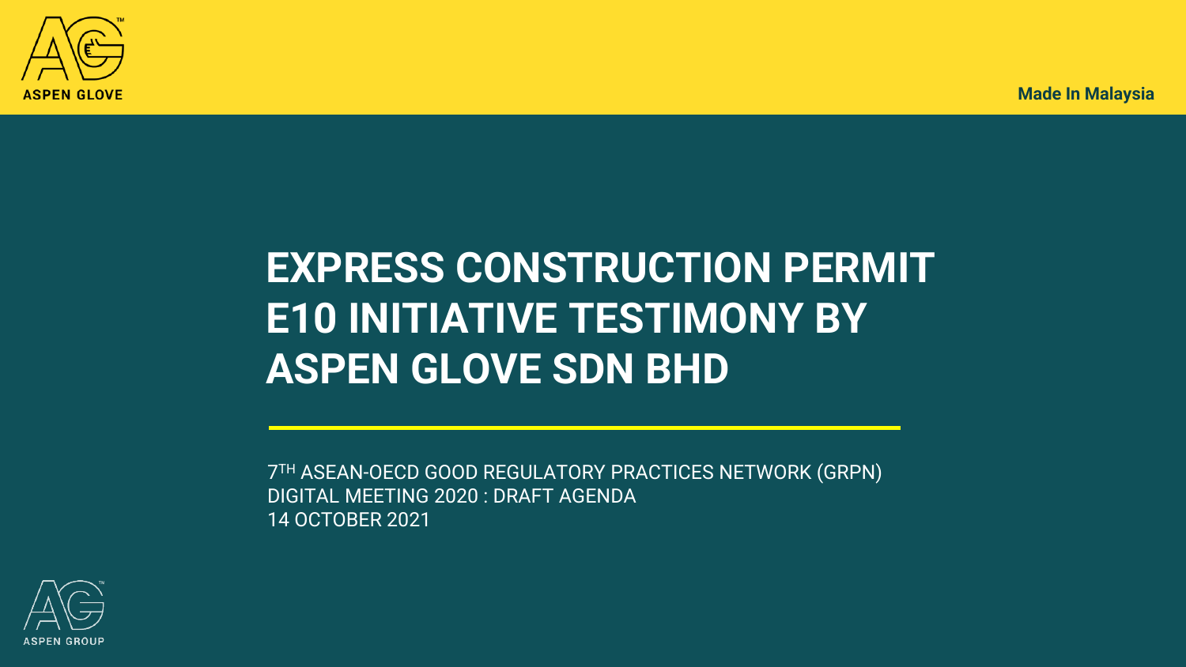ASPEN GLOVE

Made In Malaysia

# EXPRESS CONSTRUCTION PERMIT E10 INITIATIVE TESTIMONY BY ASPEN GLOVE SDN BHD

7TH ASEAN-OECD GOOD REGULATORY PRACTICES NETWORK (GRPN) DIGITAL MEETING 2020 : DRAFT AGENDA
14 OCTOBER 2021

ASPEN GROUP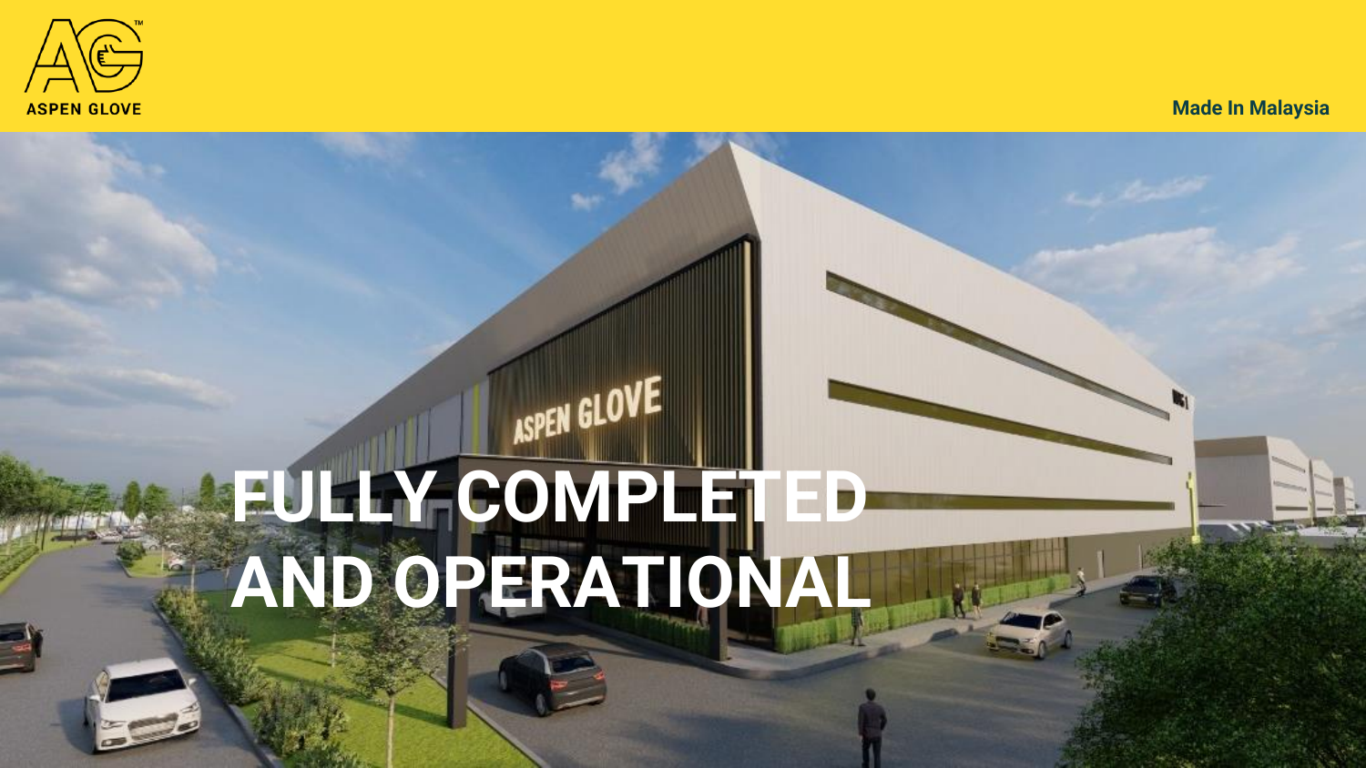ASPEN GLOVE

Made In Malaysia

# FULLY COMPLETED AND OPERATIONAL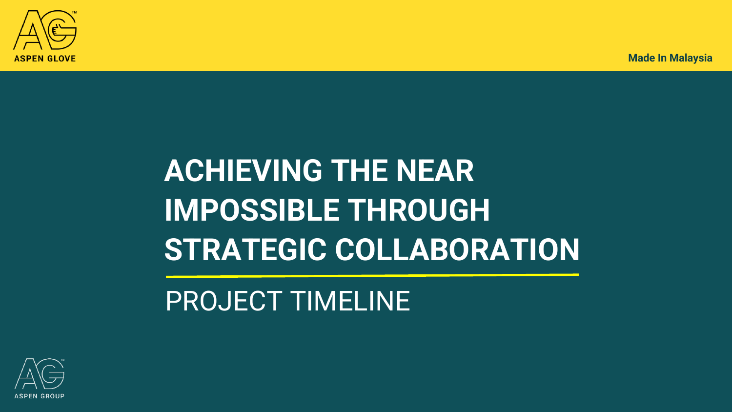# ACHIEVING THE NEAR IMPOSSIBLE THROUGH STRATEGIC COLLABORATION

## PROJECT TIMELINE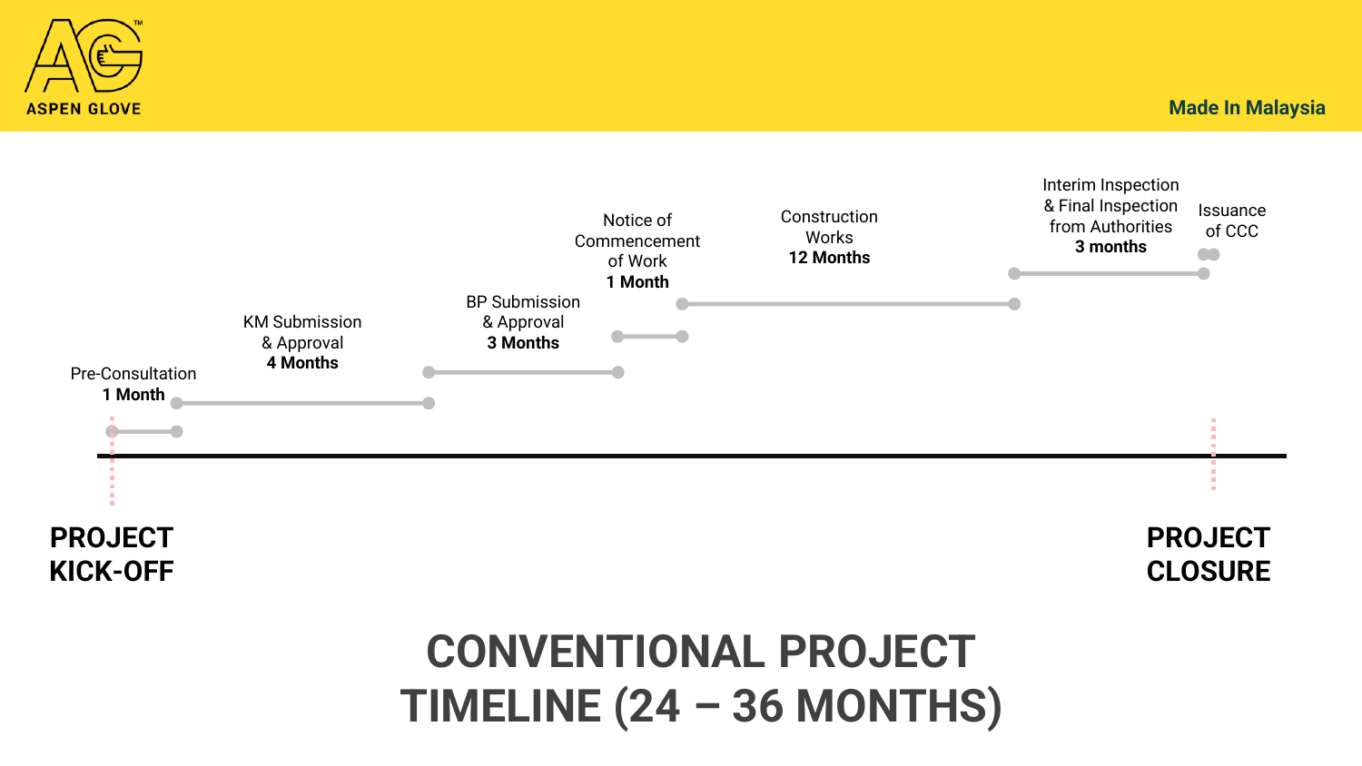Made In Malaysia

Pre-Consultation
**1 Month**

KM Submission & Approval
**4 Months**

BP Submission & Approval
**3 Months**

Notice of Commencement of Work
**1 Month**

Construction Works
**12 Months**

Interim Inspection & Final Inspection from Authorities
**3 months**

Issuance of CCC

**PROJECT KICK-OFF**

**PROJECT CLOSURE**

# CONVENTIONAL PROJECT TIMELINE (24 – 36 MONTHS)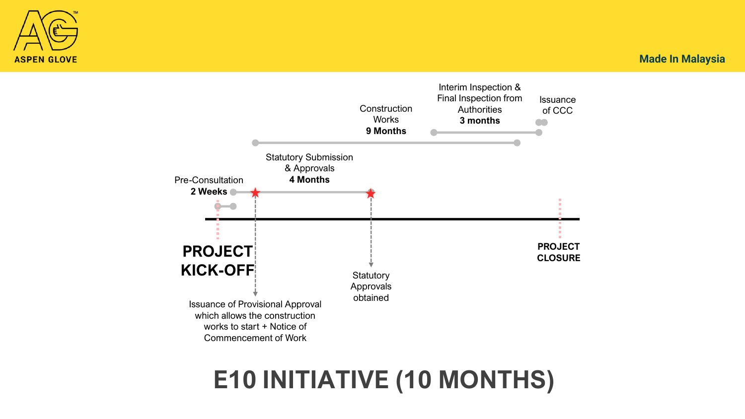ASPEN GLOVE

Made In Malaysia

Interim Inspection & Final Inspection from Authorities
**3 months**

Issuance of CCC

Construction Works
**9 Months**

Statutory Submission & Approvals
**4 Months**

Pre-Consultation
**2 Weeks**

**PROJECT KICK-OFF**

**PROJECT CLOSURE**

Statutory Approvals obtained

Issuance of Provisional Approval which allows the construction works to start + Notice of Commencement of Work

# E10 INITIATIVE (10 MONTHS)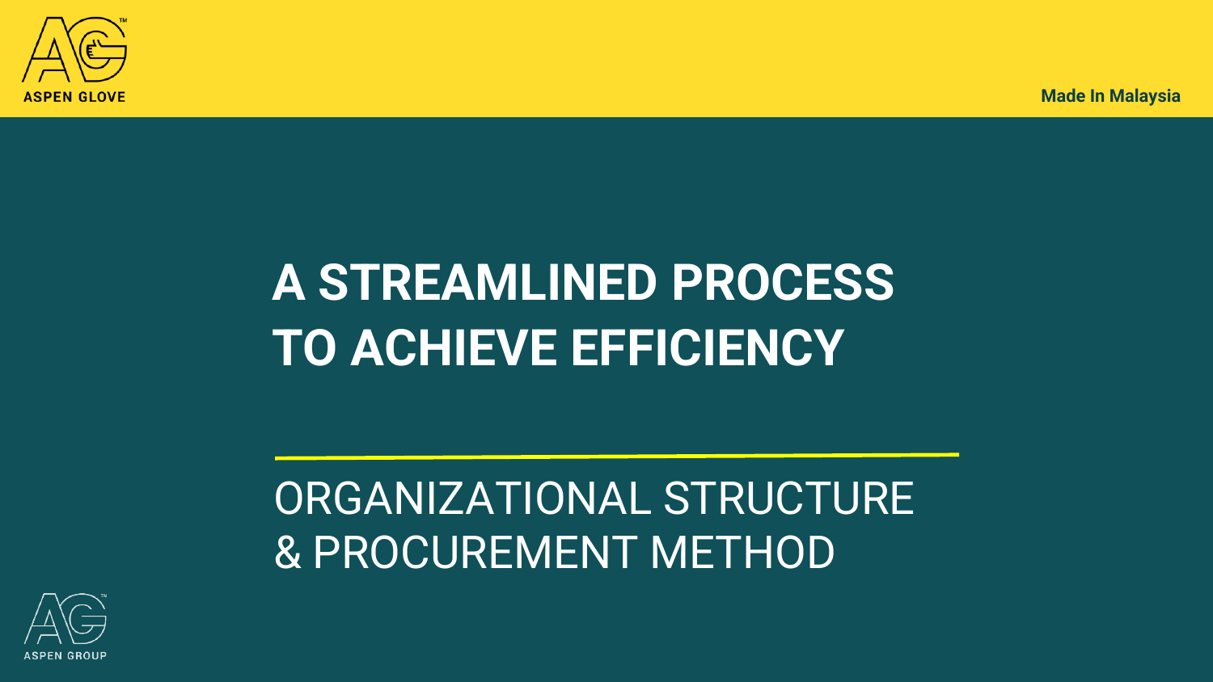ASPEN GLOVE

Made In Malaysia

# A STREAMLINED PROCESS TO ACHIEVE EFFICIENCY

## ORGANIZATIONAL STRUCTURE & PROCUREMENT METHOD

ASPEN GROUP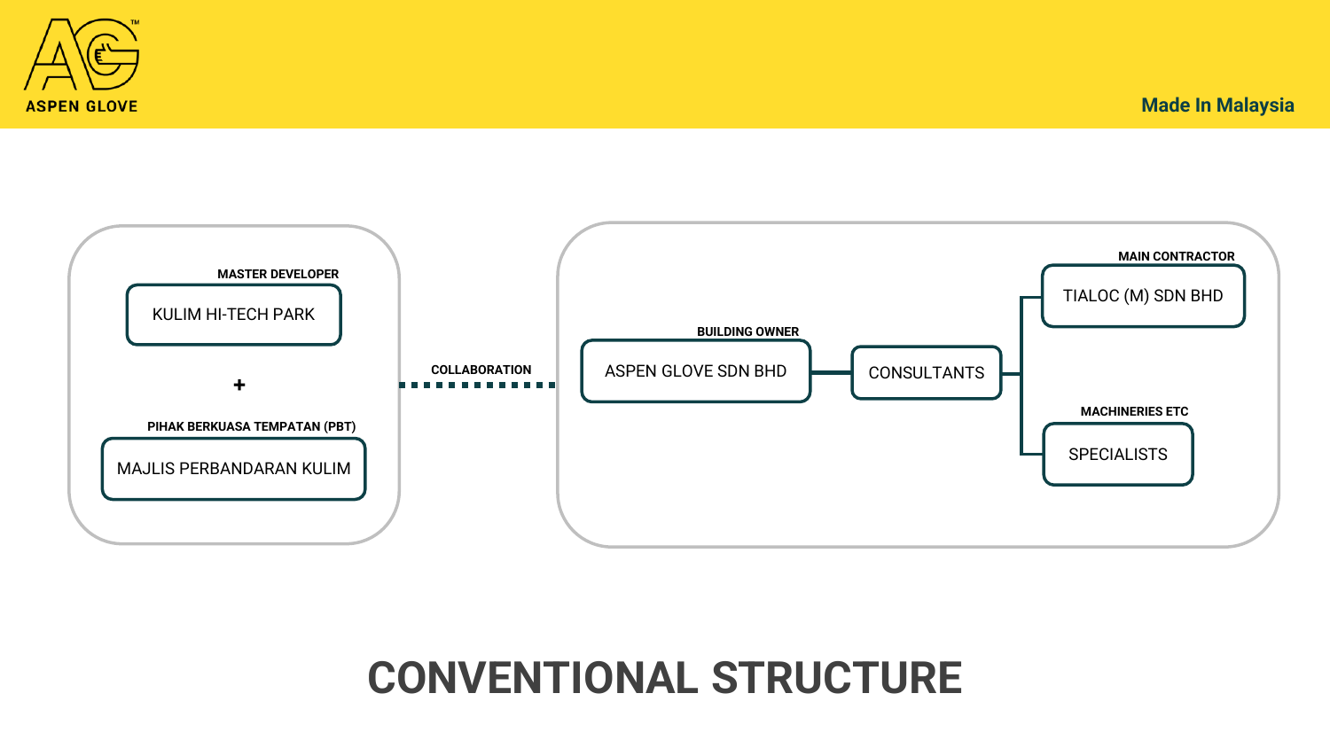ASPEN GLOVE

Made In Malaysia

MASTER DEVELOPER

KULIM HI-TECH PARK

+

PIHAK BERKUASA TEMPATAN (PBT)

MAJLIS PERBANDARAN KULIM

COLLABORATION

BUILDING OWNER

ASPEN GLOVE SDN BHD

CONSULTANTS

MAIN CONTRACTOR

TIALOC (M) SDN BHD

MACHINERIES ETC

SPECIALISTS

# CONVENTIONAL STRUCTURE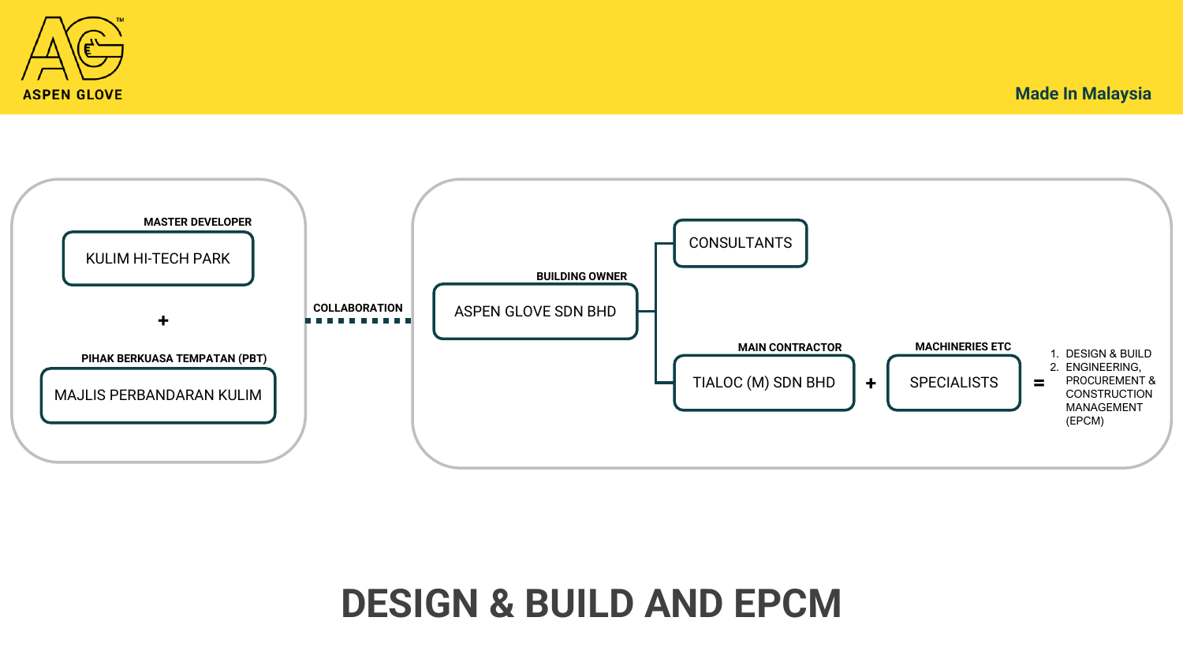# DESIGN & BUILD AND EPCM

**MASTER DEVELOPER**

KULIM HI-TECH PARK

+

**PIHAK BERKUASA TEMPATAN (PBT)**

MAJLIS PERBANDARAN KULIM

**COLLABORATION**

**BUILDING OWNER**

ASPEN GLOVE SDN BHD

CONSULTANTS

**MAIN CONTRACTOR**

TIALOC (M) SDN BHD

+

**MACHINERIES ETC**

SPECIALISTS

=

1. DESIGN & BUILD
2. ENGINEERING, PROCUREMENT & CONSTRUCTION MANAGEMENT (EPCM)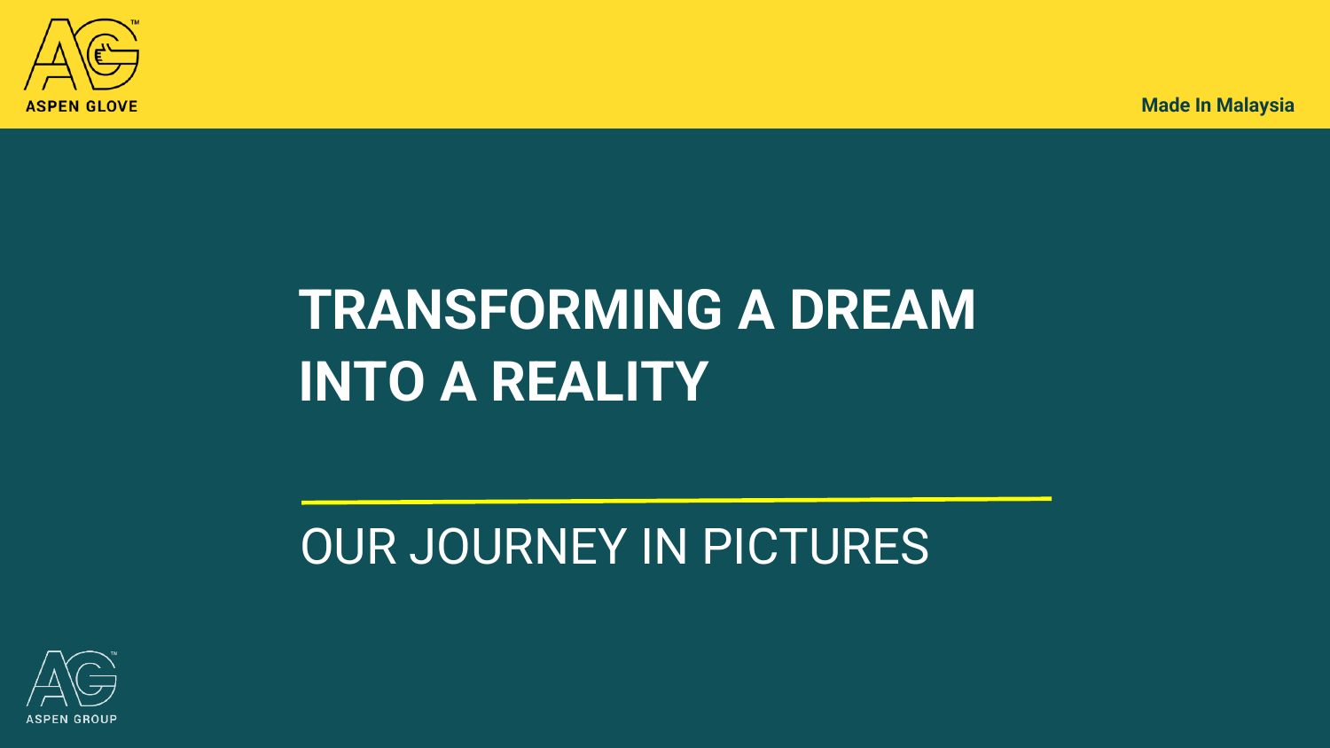# TRANSFORMING A DREAM INTO A REALITY

## OUR JOURNEY IN PICTURES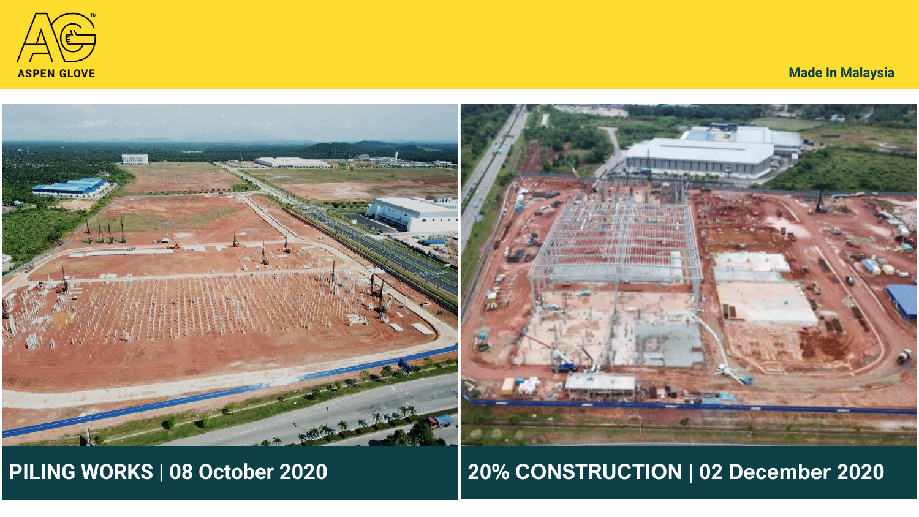ASPEN GLOVE

Made In Malaysia

PILING WORKS | 08 October 2020

20% CONSTRUCTION | 02 December 2020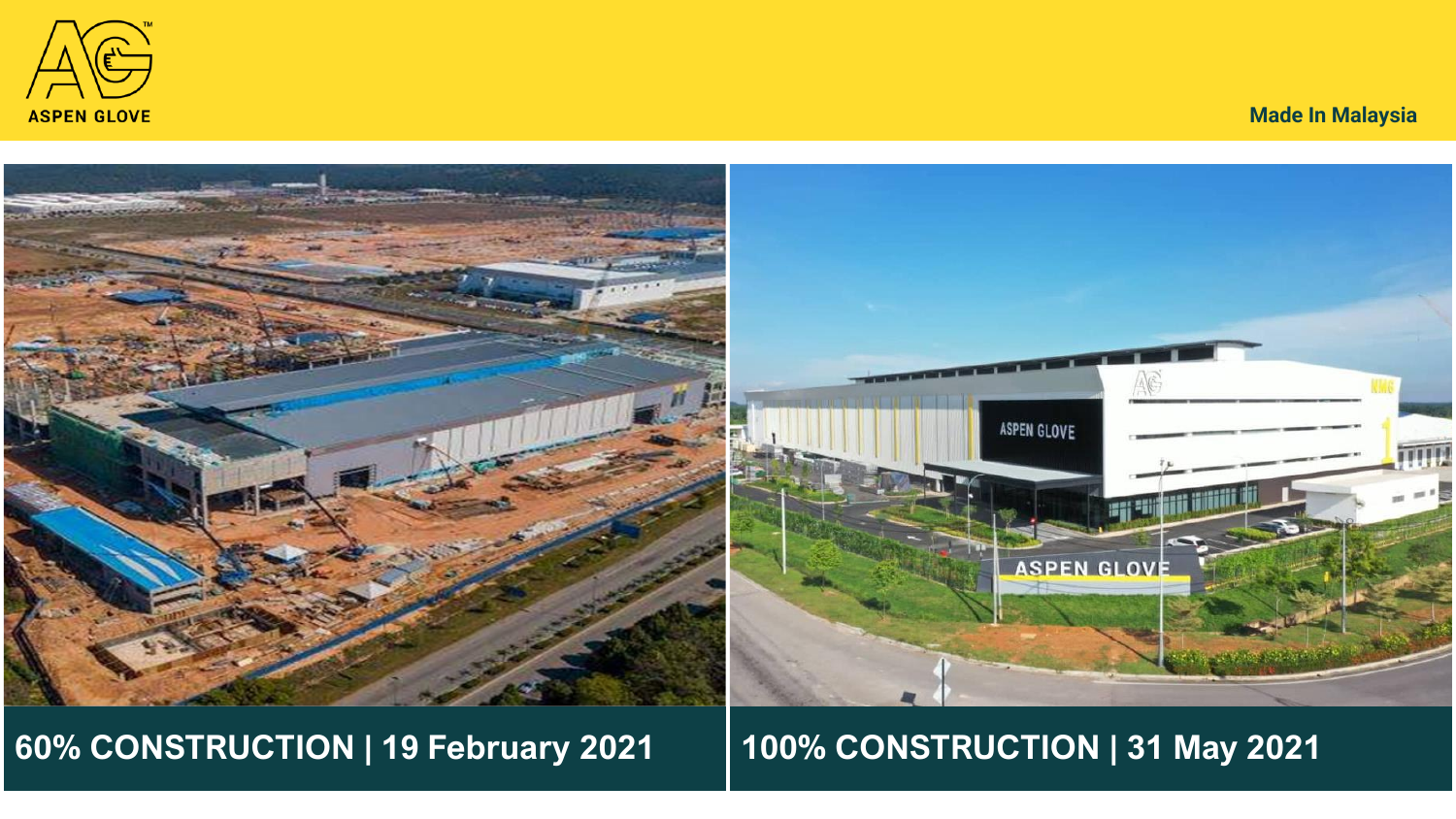60% CONSTRUCTION | 19 February 2021

100% CONSTRUCTION | 31 May 2021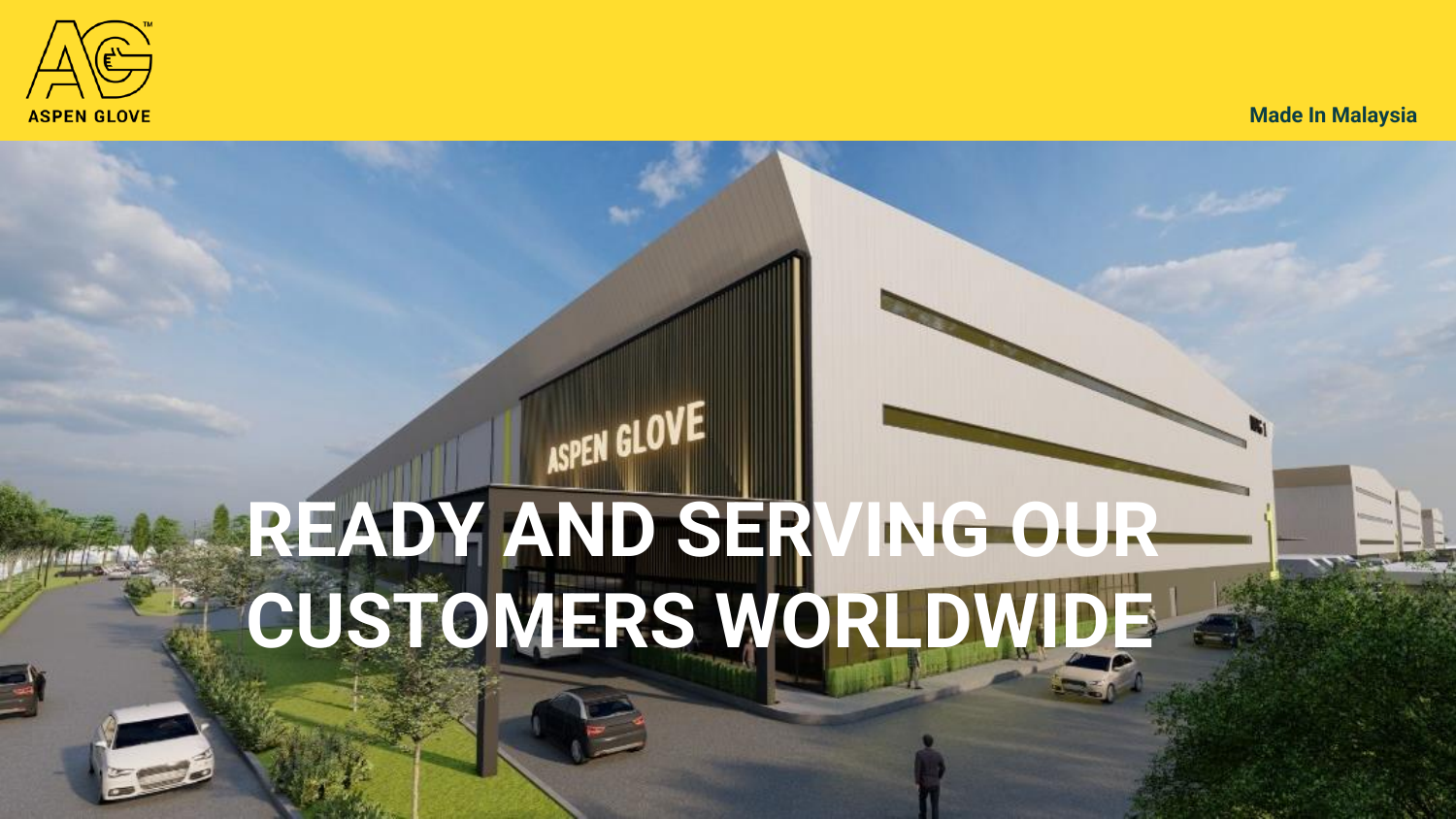ASPEN GLOVE

Made In Malaysia

# READY AND SERVING OUR CUSTOMERS WORLDWIDE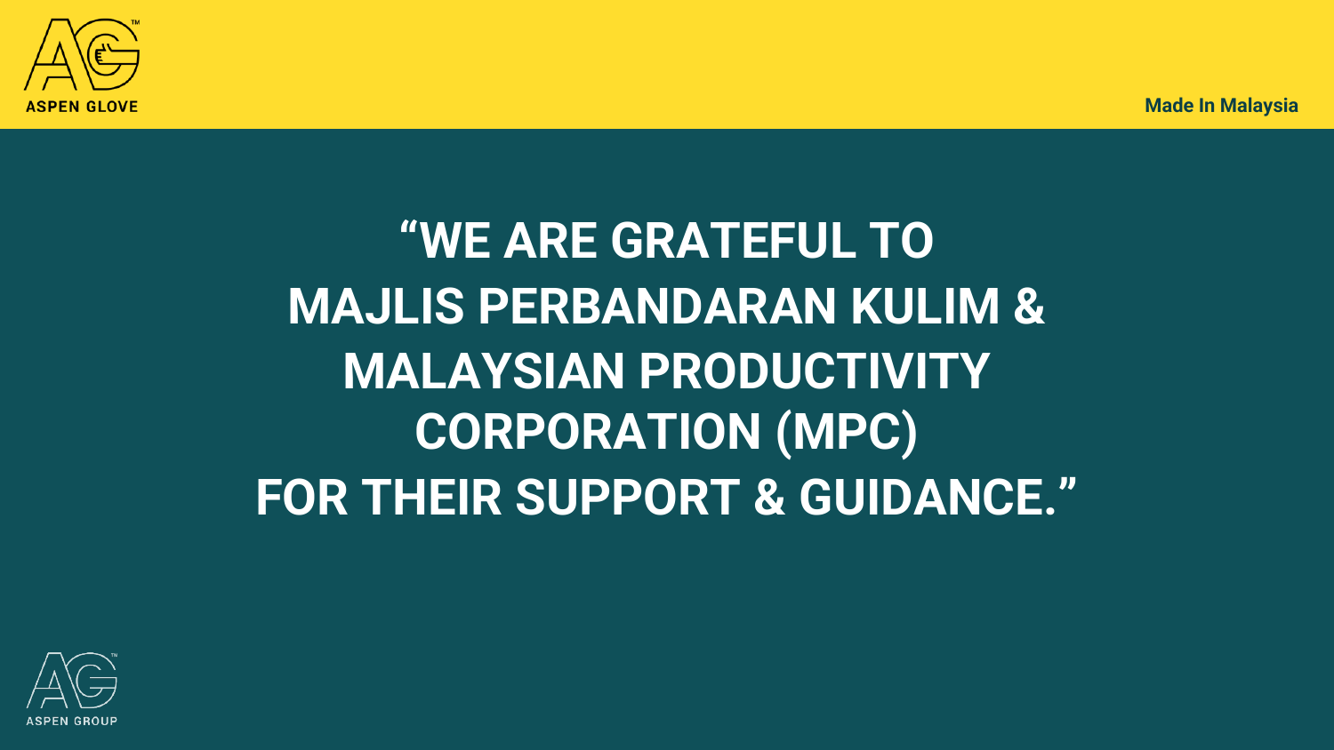ASPEN GLOVE

Made In Malaysia

# "WE ARE GRATEFUL TO MAJLIS PERBANDARAN KULIM & MALAYSIAN PRODUCTIVITY CORPORATION (MPC) FOR THEIR SUPPORT & GUIDANCE."

ASPEN GROUP